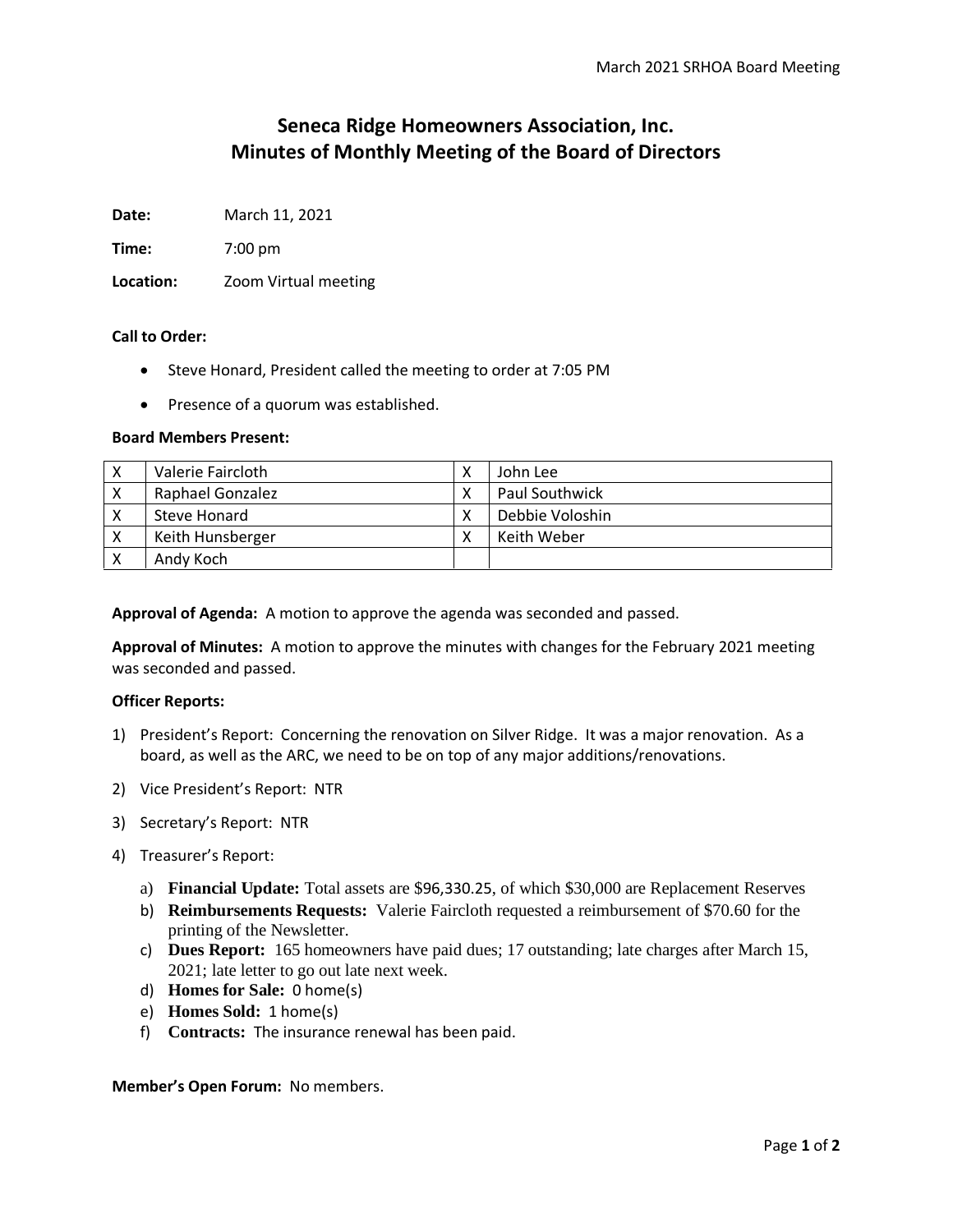# Seneca Ridge Homeowners Association, Inc.
# Minutes of Monthly Meeting of the Board of Directors

**Date:** March 11, 2021

**Time:** 7:00 pm

**Location:** Zoom Virtual meeting

**Call to Order:**

- Steve Honard, President called the meeting to order at 7:05 PM
- Presence of a quorum was established.

**Board Members Present:**

| | | | |
|---|---|---|---|
| X | Valerie Faircloth | X | John Lee |
| X | Raphael Gonzalez | X | Paul Southwick |
| X | Steve Honard | X | Debbie Voloshin |
| X | Keith Hunsberger | X | Keith Weber |
| X | Andy Koch | | |

**Approval of Agenda:** A motion to approve the agenda was seconded and passed.

**Approval of Minutes:** A motion to approve the minutes with changes for the February 2021 meeting was seconded and passed.

**Officer Reports:**

1) President's Report: Concerning the renovation on Silver Ridge. It was a major renovation. As a board, as well as the ARC, we need to be on top of any major additions/renovations.
2) Vice President's Report: NTR
3) Secretary's Report: NTR
4) Treasurer's Report:
   a) **Financial Update:** Total assets are $96,330.25, of which $30,000 are Replacement Reserves
   b) **Reimbursements Requests:** Valerie Faircloth requested a reimbursement of $70.60 for the printing of the Newsletter.
   c) **Dues Report:** 165 homeowners have paid dues; 17 outstanding; late charges after March 15, 2021; late letter to go out late next week.
   d) **Homes for Sale:** 0 home(s)
   e) **Homes Sold:** 1 home(s)
   f) **Contracts:** The insurance renewal has been paid.

**Member's Open Forum:** No members.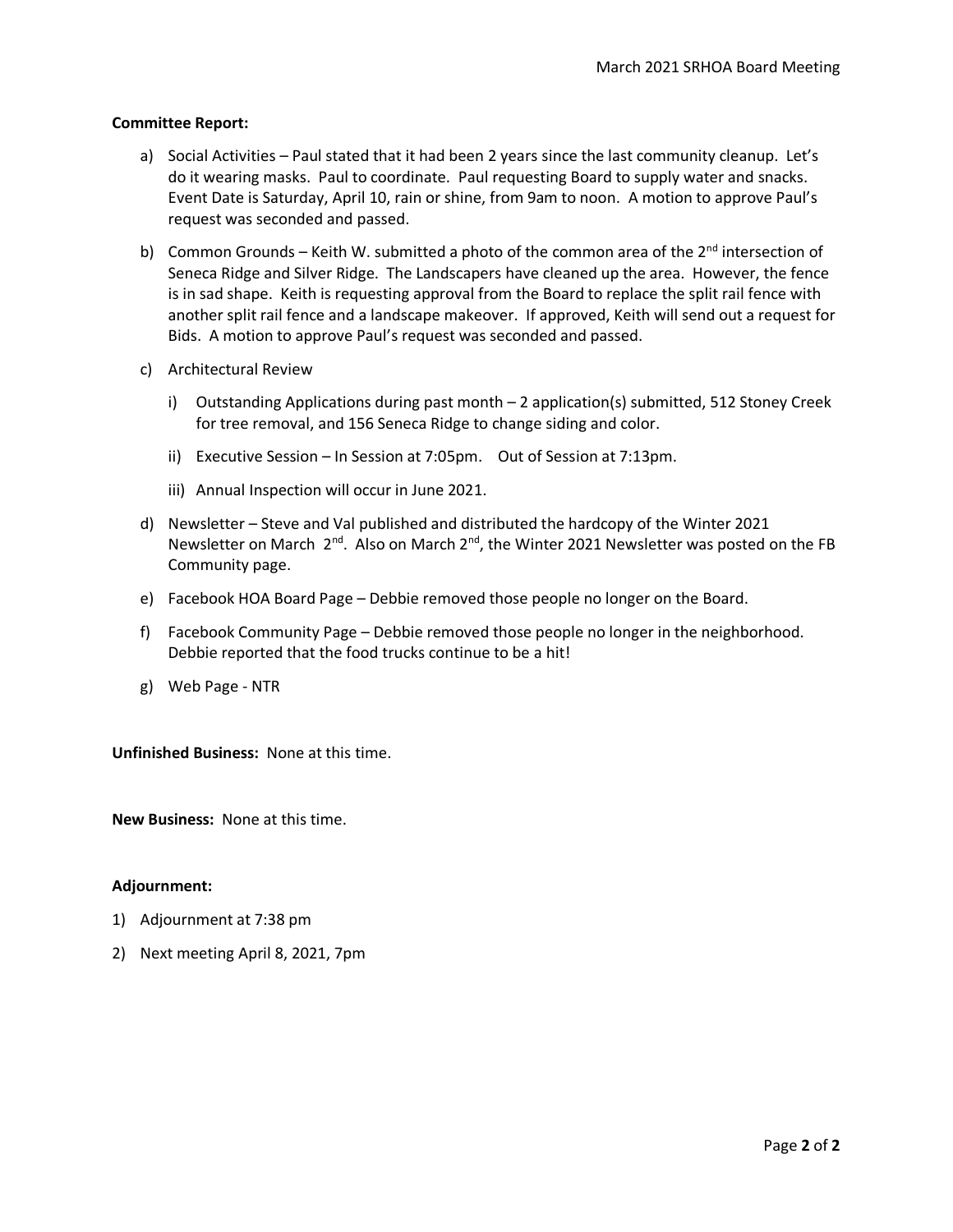**Committee Report:**

a) Social Activities – Paul stated that it had been 2 years since the last community cleanup. Let's do it wearing masks. Paul to coordinate. Paul requesting Board to supply water and snacks. Event Date is Saturday, April 10, rain or shine, from 9am to noon. A motion to approve Paul's request was seconded and passed.

b) Common Grounds – Keith W. submitted a photo of the common area of the 2nd intersection of Seneca Ridge and Silver Ridge. The Landscapers have cleaned up the area. However, the fence is in sad shape. Keith is requesting approval from the Board to replace the split rail fence with another split rail fence and a landscape makeover. If approved, Keith will send out a request for Bids. A motion to approve Paul's request was seconded and passed.

c) Architectural Review

   i) Outstanding Applications during past month – 2 application(s) submitted, 512 Stoney Creek for tree removal, and 156 Seneca Ridge to change siding and color.

   ii) Executive Session – In Session at 7:05pm. Out of Session at 7:13pm.

   iii) Annual Inspection will occur in June 2021.

d) Newsletter – Steve and Val published and distributed the hardcopy of the Winter 2021 Newsletter on March 2nd. Also on March 2nd, the Winter 2021 Newsletter was posted on the FB Community page.

e) Facebook HOA Board Page – Debbie removed those people no longer on the Board.

f) Facebook Community Page – Debbie removed those people no longer in the neighborhood. Debbie reported that the food trucks continue to be a hit!

g) Web Page - NTR

**Unfinished Business:** None at this time.

**New Business:** None at this time.

**Adjournment:**

1) Adjournment at 7:38 pm
2) Next meeting April 8, 2021, 7pm